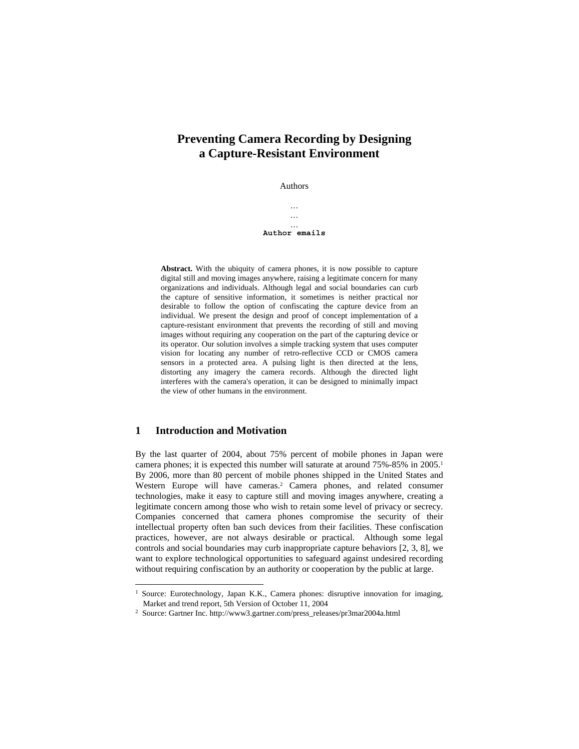# Preventing Camera Recording by Designing a Capture-Resistant Environment

Authors

…
…
…
**Author emails**

**Abstract.** With the ubiquity of camera phones, it is now possible to capture digital still and moving images anywhere, raising a legitimate concern for many organizations and individuals. Although legal and social boundaries can curb the capture of sensitive information, it sometimes is neither practical nor desirable to follow the option of confiscating the capture device from an individual. We present the design and proof of concept implementation of a capture-resistant environment that prevents the recording of still and moving images without requiring any cooperation on the part of the capturing device or its operator. Our solution involves a simple tracking system that uses computer vision for locating any number of retro-reflective CCD or CMOS camera sensors in a protected area. A pulsing light is then directed at the lens, distorting any imagery the camera records. Although the directed light interferes with the camera's operation, it can be designed to minimally impact the view of other humans in the environment.

## 1 Introduction and Motivation

By the last quarter of 2004, about 75% percent of mobile phones in Japan were camera phones; it is expected this number will saturate at around 75%-85% in 2005.[1] By 2006, more than 80 percent of mobile phones shipped in the United States and Western Europe will have cameras.[2] Camera phones, and related consumer technologies, make it easy to capture still and moving images anywhere, creating a legitimate concern among those who wish to retain some level of privacy or secrecy. Companies concerned that camera phones compromise the security of their intellectual property often ban such devices from their facilities. These confiscation practices, however, are not always desirable or practical. Although some legal controls and social boundaries may curb inappropriate capture behaviors [2, 3, 8], we want to explore technological opportunities to safeguard against undesired recording without requiring confiscation by an authority or cooperation by the public at large.

[1] Source: Eurotechnology, Japan K.K., Camera phones: disruptive innovation for imaging, Market and trend report, 5th Version of October 11, 2004

[2] Source: Gartner Inc. http://www3.gartner.com/press_releases/pr3mar2004a.html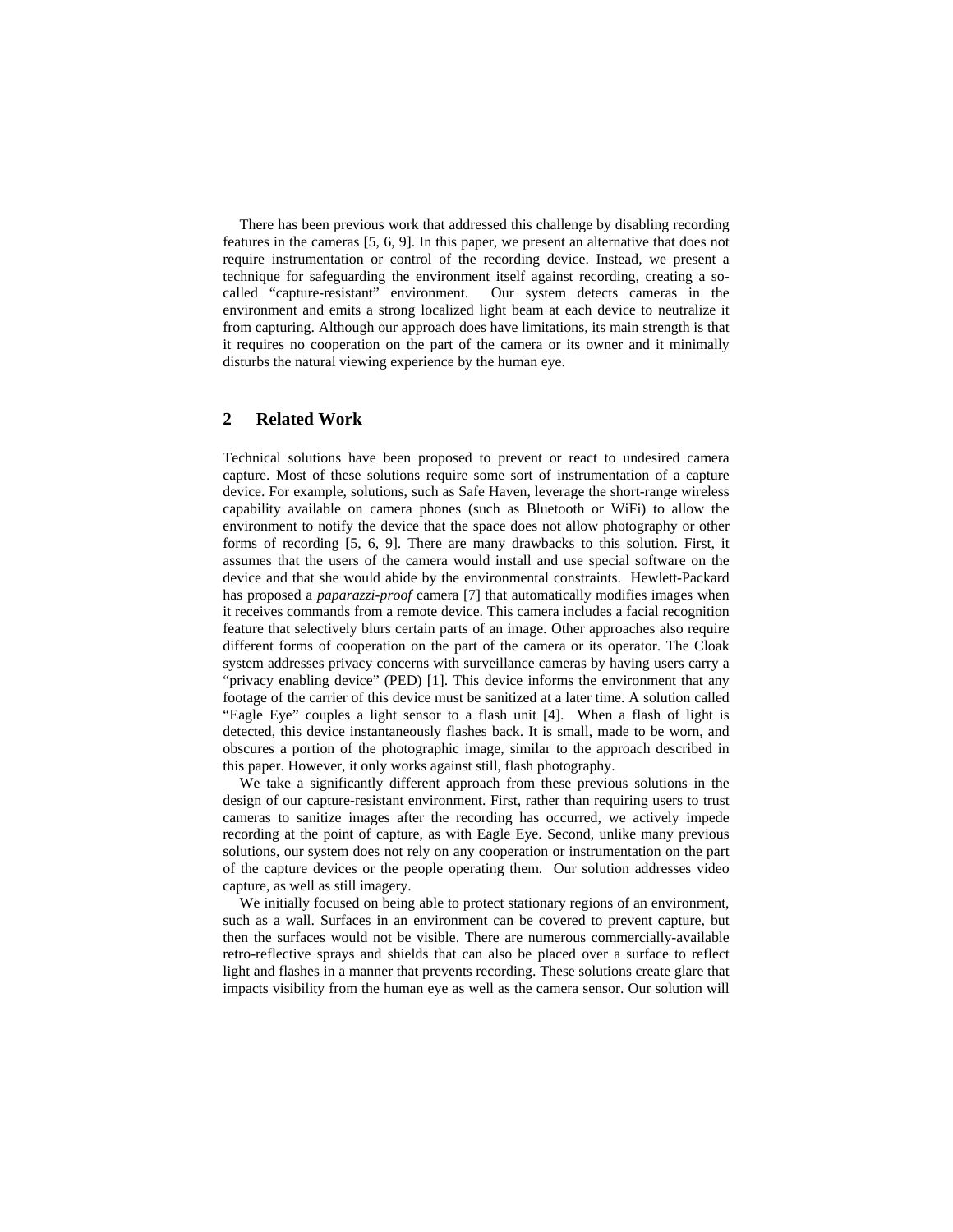There has been previous work that addressed this challenge by disabling recording features in the cameras [5, 6, 9]. In this paper, we present an alternative that does not require instrumentation or control of the recording device. Instead, we present a technique for safeguarding the environment itself against recording, creating a so-called "capture-resistant" environment. Our system detects cameras in the environment and emits a strong localized light beam at each device to neutralize it from capturing. Although our approach does have limitations, its main strength is that it requires no cooperation on the part of the camera or its owner and it minimally disturbs the natural viewing experience by the human eye.

## 2 Related Work

Technical solutions have been proposed to prevent or react to undesired camera capture. Most of these solutions require some sort of instrumentation of a capture device. For example, solutions, such as Safe Haven, leverage the short-range wireless capability available on camera phones (such as Bluetooth or WiFi) to allow the environment to notify the device that the space does not allow photography or other forms of recording [5, 6, 9]. There are many drawbacks to this solution. First, it assumes that the users of the camera would install and use special software on the device and that she would abide by the environmental constraints. Hewlett-Packard has proposed a *paparazzi-proof* camera [7] that automatically modifies images when it receives commands from a remote device. This camera includes a facial recognition feature that selectively blurs certain parts of an image. Other approaches also require different forms of cooperation on the part of the camera or its operator. The Cloak system addresses privacy concerns with surveillance cameras by having users carry a "privacy enabling device" (PED) [1]. This device informs the environment that any footage of the carrier of this device must be sanitized at a later time. A solution called "Eagle Eye" couples a light sensor to a flash unit [4]. When a flash of light is detected, this device instantaneously flashes back. It is small, made to be worn, and obscures a portion of the photographic image, similar to the approach described in this paper. However, it only works against still, flash photography.

We take a significantly different approach from these previous solutions in the design of our capture-resistant environment. First, rather than requiring users to trust cameras to sanitize images after the recording has occurred, we actively impede recording at the point of capture, as with Eagle Eye. Second, unlike many previous solutions, our system does not rely on any cooperation or instrumentation on the part of the capture devices or the people operating them. Our solution addresses video capture, as well as still imagery.

We initially focused on being able to protect stationary regions of an environment, such as a wall. Surfaces in an environment can be covered to prevent capture, but then the surfaces would not be visible. There are numerous commercially-available retro-reflective sprays and shields that can also be placed over a surface to reflect light and flashes in a manner that prevents recording. These solutions create glare that impacts visibility from the human eye as well as the camera sensor. Our solution will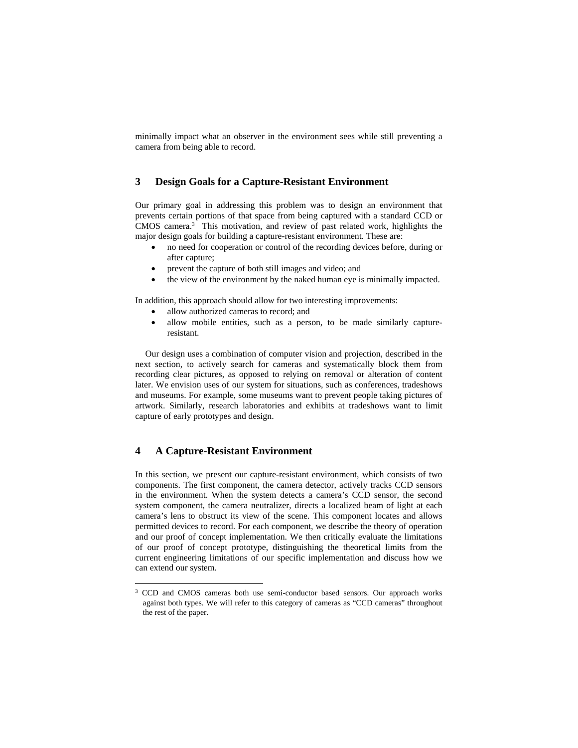minimally impact what an observer in the environment sees while still preventing a camera from being able to record.

## 3 Design Goals for a Capture-Resistant Environment

Our primary goal in addressing this problem was to design an environment that prevents certain portions of that space from being captured with a standard CCD or CMOS camera.[3] This motivation, and review of past related work, highlights the major design goals for building a capture-resistant environment. These are:

- no need for cooperation or control of the recording devices before, during or after capture;
- prevent the capture of both still images and video; and
- the view of the environment by the naked human eye is minimally impacted.

In addition, this approach should allow for two interesting improvements:

- allow authorized cameras to record; and
- allow mobile entities, such as a person, to be made similarly capture-resistant.

Our design uses a combination of computer vision and projection, described in the next section, to actively search for cameras and systematically block them from recording clear pictures, as opposed to relying on removal or alteration of content later. We envision uses of our system for situations, such as conferences, tradeshows and museums. For example, some museums want to prevent people taking pictures of artwork. Similarly, research laboratories and exhibits at tradeshows want to limit capture of early prototypes and design.

## 4 A Capture-Resistant Environment

In this section, we present our capture-resistant environment, which consists of two components. The first component, the camera detector, actively tracks CCD sensors in the environment. When the system detects a camera's CCD sensor, the second system component, the camera neutralizer, directs a localized beam of light at each camera's lens to obstruct its view of the scene. This component locates and allows permitted devices to record. For each component, we describe the theory of operation and our proof of concept implementation. We then critically evaluate the limitations of our proof of concept prototype, distinguishing the theoretical limits from the current engineering limitations of our specific implementation and discuss how we can extend our system.

---

[3] CCD and CMOS cameras both use semi-conductor based sensors. Our approach works against both types. We will refer to this category of cameras as "CCD cameras" throughout the rest of the paper.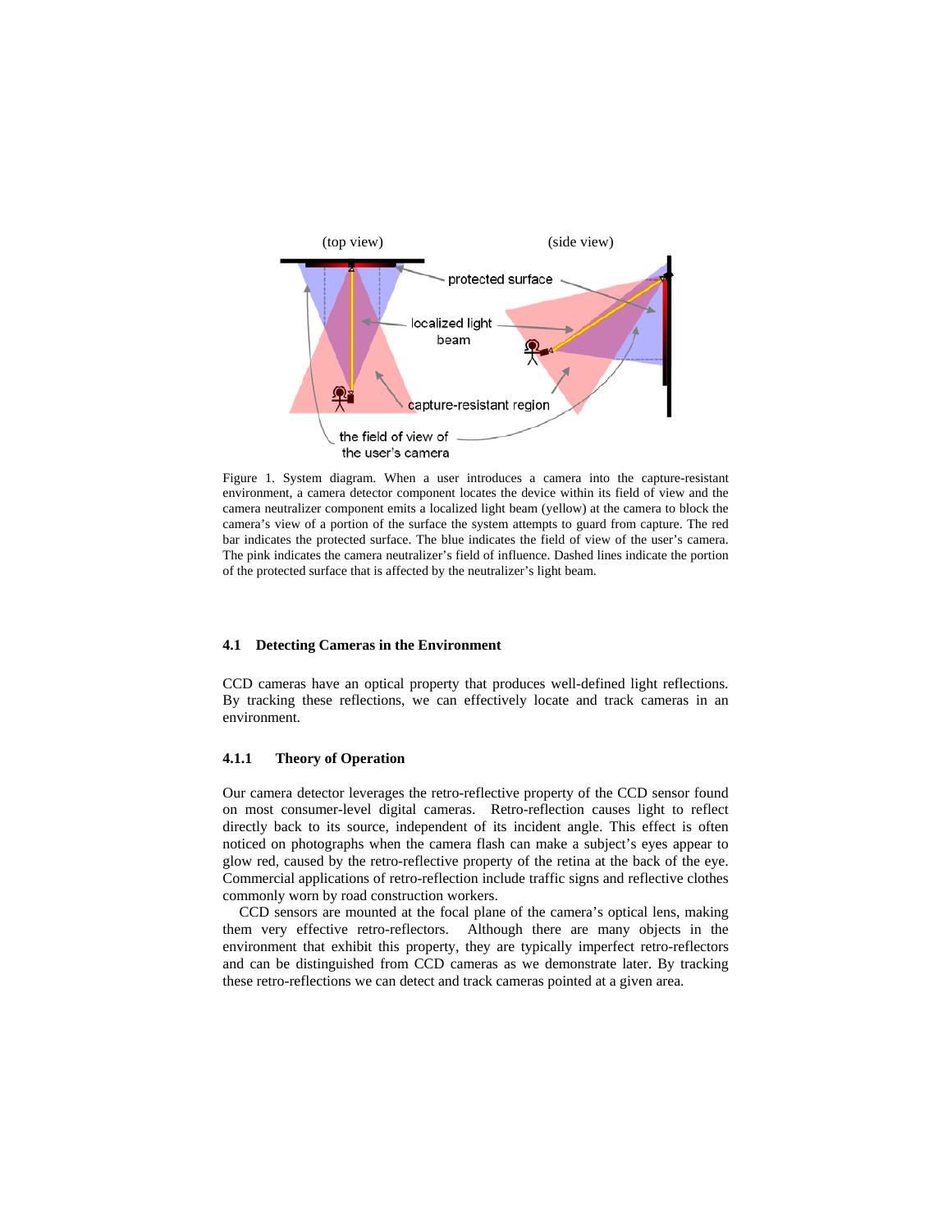Figure 1. System diagram. When a user introduces a camera into the capture-resistant environment, a camera detector component locates the device within its field of view and the camera neutralizer component emits a localized light beam (yellow) at the camera to block the camera's view of a portion of the surface the system attempts to guard from capture. The red bar indicates the protected surface. The blue indicates the field of view of the user's camera. The pink indicates the camera neutralizer's field of influence. Dashed lines indicate the portion of the protected surface that is affected by the neutralizer's light beam.

### 4.1 Detecting Cameras in the Environment

CCD cameras have an optical property that produces well-defined light reflections. By tracking these reflections, we can effectively locate and track cameras in an environment.

#### 4.1.1 Theory of Operation

Our camera detector leverages the retro-reflective property of the CCD sensor found on most consumer-level digital cameras. Retro-reflection causes light to reflect directly back to its source, independent of its incident angle. This effect is often noticed on photographs when the camera flash can make a subject's eyes appear to glow red, caused by the retro-reflective property of the retina at the back of the eye. Commercial applications of retro-reflection include traffic signs and reflective clothes commonly worn by road construction workers.

CCD sensors are mounted at the focal plane of the camera's optical lens, making them very effective retro-reflectors. Although there are many objects in the environment that exhibit this property, they are typically imperfect retro-reflectors and can be distinguished from CCD cameras as we demonstrate later. By tracking these retro-reflections we can detect and track cameras pointed at a given area.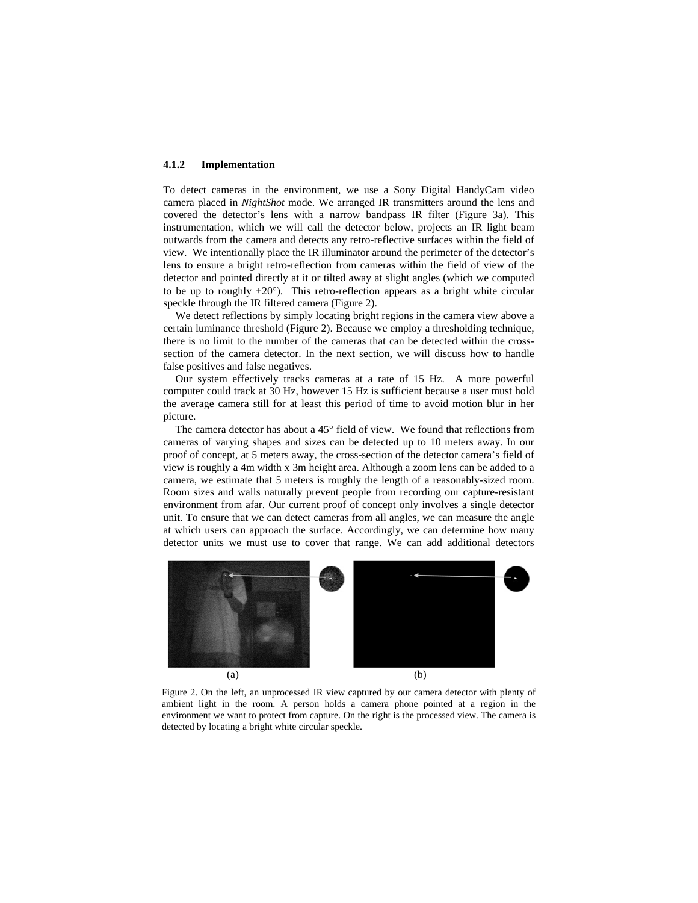#### 4.1.2 Implementation

To detect cameras in the environment, we use a Sony Digital HandyCam video camera placed in *NightShot* mode. We arranged IR transmitters around the lens and covered the detector's lens with a narrow bandpass IR filter (Figure 3a). This instrumentation, which we will call the detector below, projects an IR light beam outwards from the camera and detects any retro-reflective surfaces within the field of view. We intentionally place the IR illuminator around the perimeter of the detector's lens to ensure a bright retro-reflection from cameras within the field of view of the detector and pointed directly at it or tilted away at slight angles (which we computed to be up to roughly $\pm 20°$). This retro-reflection appears as a bright white circular speckle through the IR filtered camera (Figure 2).

We detect reflections by simply locating bright regions in the camera view above a certain luminance threshold (Figure 2). Because we employ a thresholding technique, there is no limit to the number of the cameras that can be detected within the cross-section of the camera detector. In the next section, we will discuss how to handle false positives and false negatives.

Our system effectively tracks cameras at a rate of 15 Hz. A more powerful computer could track at 30 Hz, however 15 Hz is sufficient because a user must hold the average camera still for at least this period of time to avoid motion blur in her picture.

The camera detector has about a 45° field of view. We found that reflections from cameras of varying shapes and sizes can be detected up to 10 meters away. In our proof of concept, at 5 meters away, the cross-section of the detector camera's field of view is roughly a 4m width x 3m height area. Although a zoom lens can be added to a camera, we estimate that 5 meters is roughly the length of a reasonably-sized room. Room sizes and walls naturally prevent people from recording our capture-resistant environment from afar. Our current proof of concept only involves a single detector unit. To ensure that we can detect cameras from all angles, we can measure the angle at which users can approach the surface. Accordingly, we can determine how many detector units we must use to cover that range. We can add additional detectors

(a) (b)

Figure 2. On the left, an unprocessed IR view captured by our camera detector with plenty of ambient light in the room. A person holds a camera phone pointed at a region in the environment we want to protect from capture. On the right is the processed view. The camera is detected by locating a bright white circular speckle.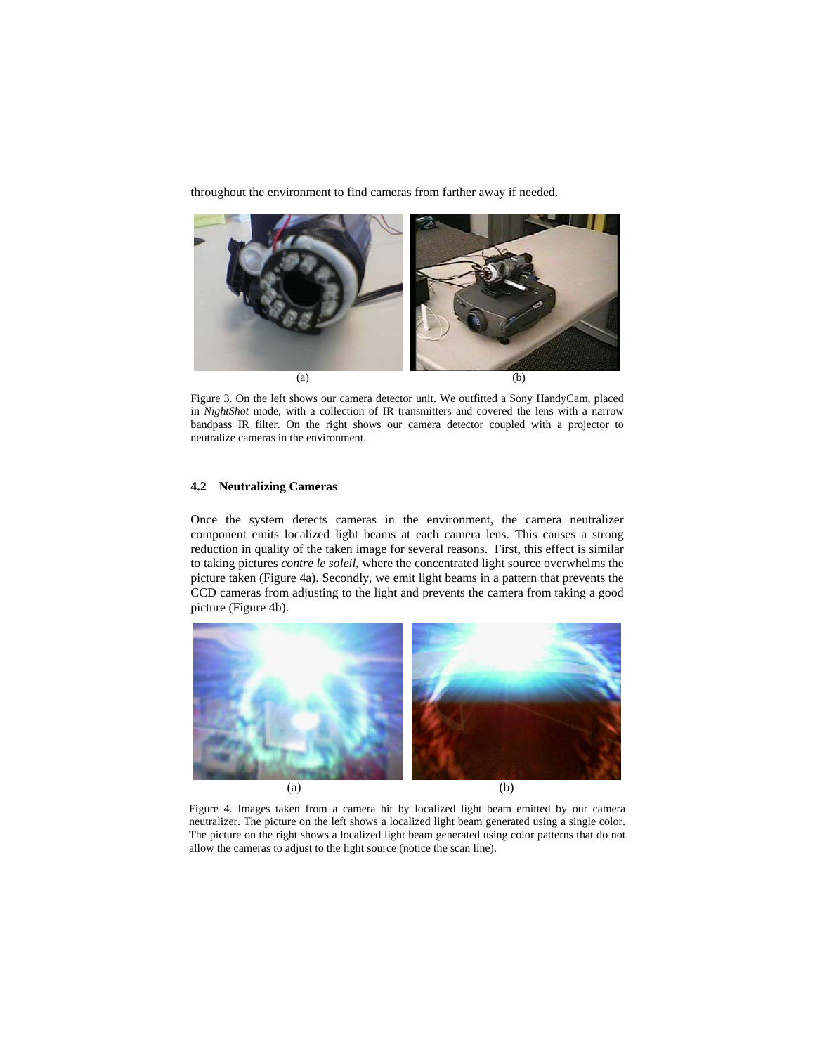throughout the environment to find cameras from farther away if needed.

(a) (b)

Figure 3. On the left shows our camera detector unit. We outfitted a Sony HandyCam, placed in *NightShot* mode, with a collection of IR transmitters and covered the lens with a narrow bandpass IR filter. On the right shows our camera detector coupled with a projector to neutralize cameras in the environment.

### 4.2 Neutralizing Cameras

Once the system detects cameras in the environment, the camera neutralizer component emits localized light beams at each camera lens. This causes a strong reduction in quality of the taken image for several reasons. First, this effect is similar to taking pictures *contre le soleil*, where the concentrated light source overwhelms the picture taken (Figure 4a). Secondly, we emit light beams in a pattern that prevents the CCD cameras from adjusting to the light and prevents the camera from taking a good picture (Figure 4b).

(a) (b)

Figure 4. Images taken from a camera hit by localized light beam emitted by our camera neutralizer. The picture on the left shows a localized light beam generated using a single color. The picture on the right shows a localized light beam generated using color patterns that do not allow the cameras to adjust to the light source (notice the scan line).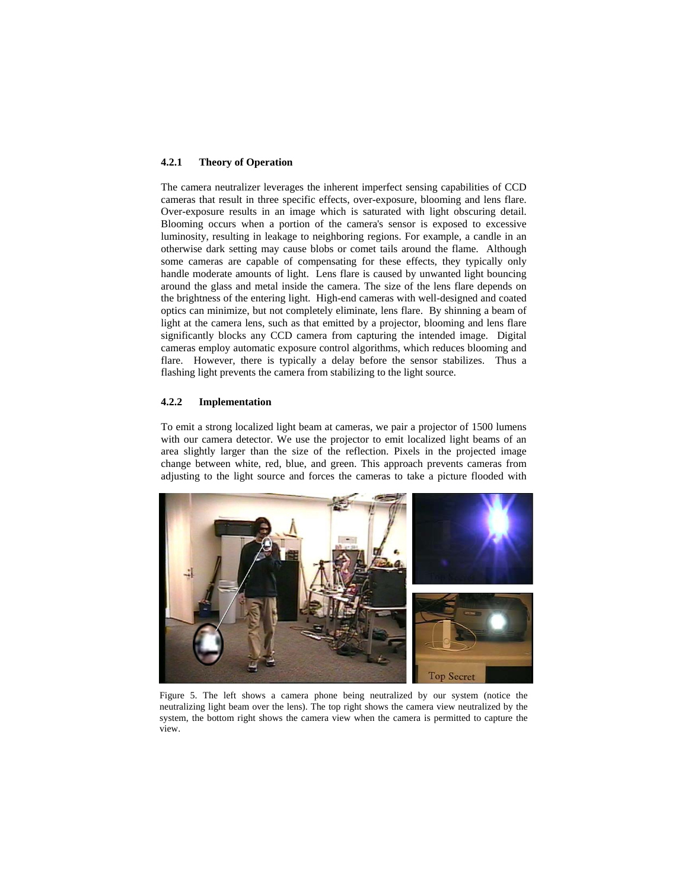#### 4.2.1 Theory of Operation

The camera neutralizer leverages the inherent imperfect sensing capabilities of CCD cameras that result in three specific effects, over-exposure, blooming and lens flare. Over-exposure results in an image which is saturated with light obscuring detail. Blooming occurs when a portion of the camera's sensor is exposed to excessive luminosity, resulting in leakage to neighboring regions. For example, a candle in an otherwise dark setting may cause blobs or comet tails around the flame. Although some cameras are capable of compensating for these effects, they typically only handle moderate amounts of light. Lens flare is caused by unwanted light bouncing around the glass and metal inside the camera. The size of the lens flare depends on the brightness of the entering light. High-end cameras with well-designed and coated optics can minimize, but not completely eliminate, lens flare. By shinning a beam of light at the camera lens, such as that emitted by a projector, blooming and lens flare significantly blocks any CCD camera from capturing the intended image. Digital cameras employ automatic exposure control algorithms, which reduces blooming and flare. However, there is typically a delay before the sensor stabilizes. Thus a flashing light prevents the camera from stabilizing to the light source.

#### 4.2.2 Implementation

To emit a strong localized light beam at cameras, we pair a projector of 1500 lumens with our camera detector. We use the projector to emit localized light beams of an area slightly larger than the size of the reflection. Pixels in the projected image change between white, red, blue, and green. This approach prevents cameras from adjusting to the light source and forces the cameras to take a picture flooded with

Figure 5. The left shows a camera phone being neutralized by our system (notice the neutralizing light beam over the lens). The top right shows the camera view neutralized by the system, the bottom right shows the camera view when the camera is permitted to capture the view.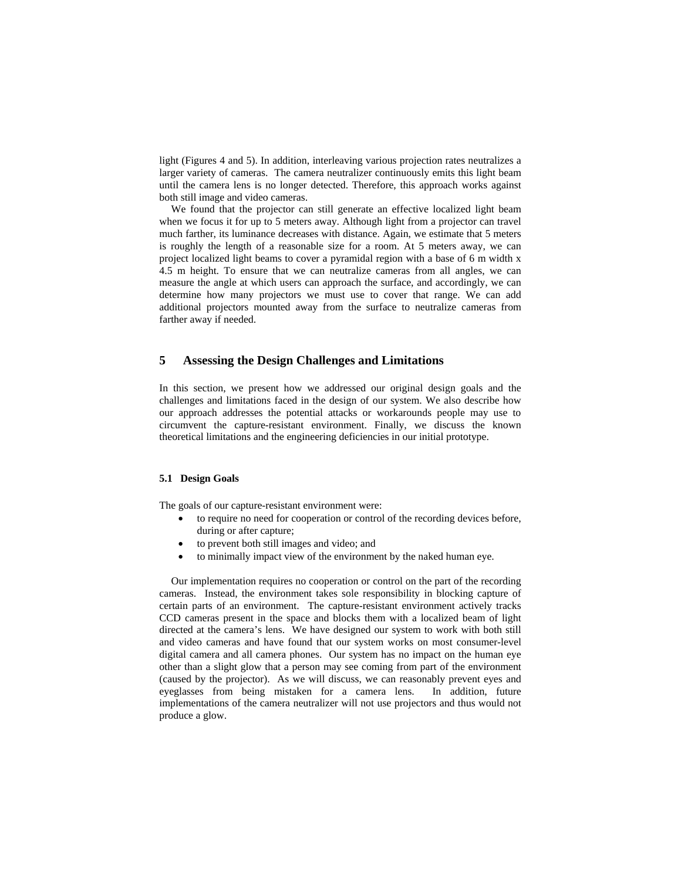light (Figures 4 and 5). In addition, interleaving various projection rates neutralizes a larger variety of cameras. The camera neutralizer continuously emits this light beam until the camera lens is no longer detected. Therefore, this approach works against both still image and video cameras.

We found that the projector can still generate an effective localized light beam when we focus it for up to 5 meters away. Although light from a projector can travel much farther, its luminance decreases with distance. Again, we estimate that 5 meters is roughly the length of a reasonable size for a room. At 5 meters away, we can project localized light beams to cover a pyramidal region with a base of 6 m width x 4.5 m height. To ensure that we can neutralize cameras from all angles, we can measure the angle at which users can approach the surface, and accordingly, we can determine how many projectors we must use to cover that range. We can add additional projectors mounted away from the surface to neutralize cameras from farther away if needed.

## 5 Assessing the Design Challenges and Limitations

In this section, we present how we addressed our original design goals and the challenges and limitations faced in the design of our system. We also describe how our approach addresses the potential attacks or workarounds people may use to circumvent the capture-resistant environment. Finally, we discuss the known theoretical limitations and the engineering deficiencies in our initial prototype.

### 5.1 Design Goals

The goals of our capture-resistant environment were:

- to require no need for cooperation or control of the recording devices before, during or after capture;
- to prevent both still images and video; and
- to minimally impact view of the environment by the naked human eye.

Our implementation requires no cooperation or control on the part of the recording cameras. Instead, the environment takes sole responsibility in blocking capture of certain parts of an environment. The capture-resistant environment actively tracks CCD cameras present in the space and blocks them with a localized beam of light directed at the camera's lens. We have designed our system to work with both still and video cameras and have found that our system works on most consumer-level digital camera and all camera phones. Our system has no impact on the human eye other than a slight glow that a person may see coming from part of the environment (caused by the projector). As we will discuss, we can reasonably prevent eyes and eyeglasses from being mistaken for a camera lens. In addition, future implementations of the camera neutralizer will not use projectors and thus would not produce a glow.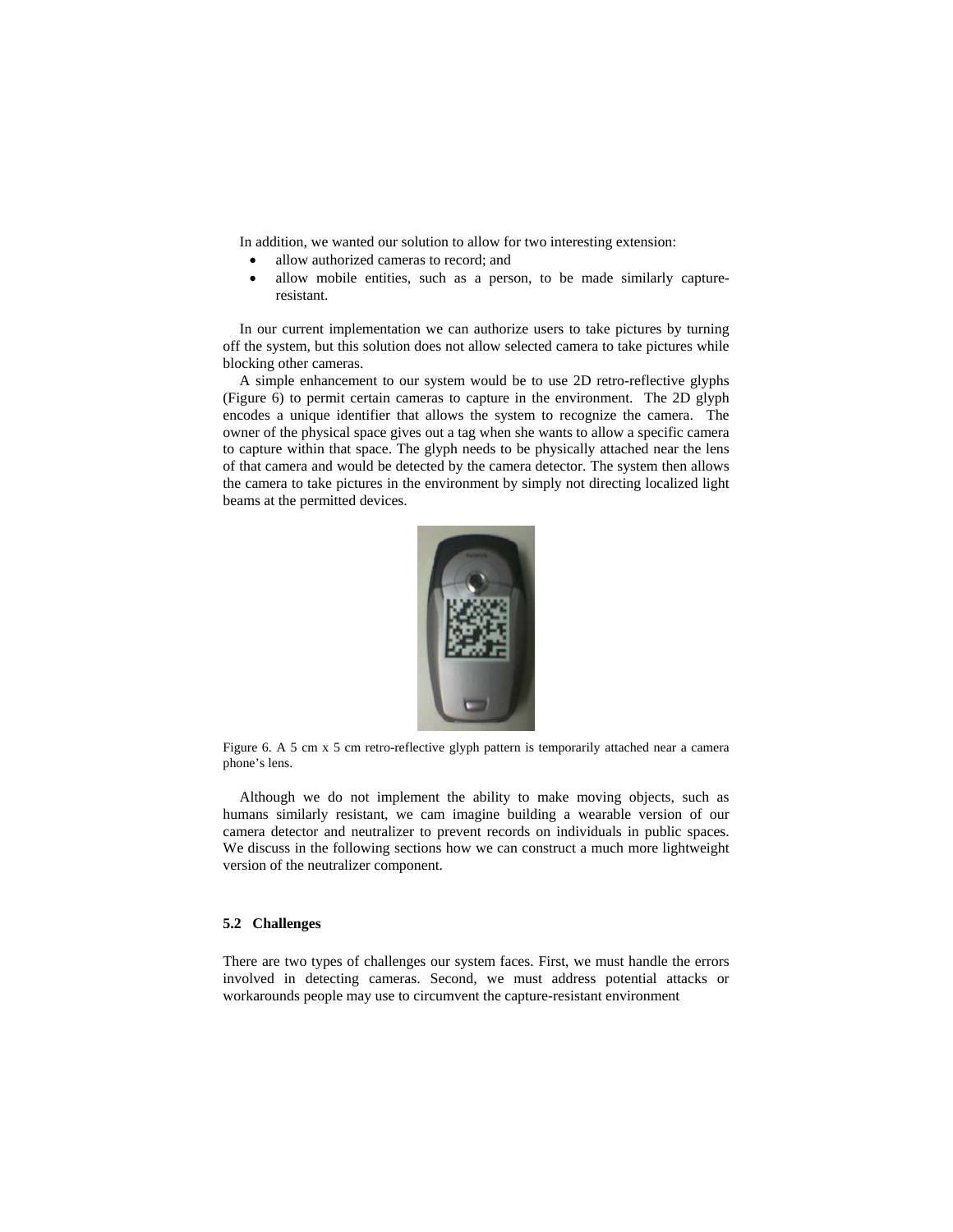In addition, we wanted our solution to allow for two interesting extension:

- allow authorized cameras to record; and
- allow mobile entities, such as a person, to be made similarly capture-resistant.

In our current implementation we can authorize users to take pictures by turning off the system, but this solution does not allow selected camera to take pictures while blocking other cameras.

A simple enhancement to our system would be to use 2D retro-reflective glyphs (Figure 6) to permit certain cameras to capture in the environment. The 2D glyph encodes a unique identifier that allows the system to recognize the camera. The owner of the physical space gives out a tag when she wants to allow a specific camera to capture within that space. The glyph needs to be physically attached near the lens of that camera and would be detected by the camera detector. The system then allows the camera to take pictures in the environment by simply not directing localized light beams at the permitted devices.

Figure 6. A 5 cm x 5 cm retro-reflective glyph pattern is temporarily attached near a camera phone's lens.

Although we do not implement the ability to make moving objects, such as humans similarly resistant, we cam imagine building a wearable version of our camera detector and neutralizer to prevent records on individuals in public spaces. We discuss in the following sections how we can construct a much more lightweight version of the neutralizer component.

### 5.2 Challenges

There are two types of challenges our system faces. First, we must handle the errors involved in detecting cameras. Second, we must address potential attacks or workarounds people may use to circumvent the capture-resistant environment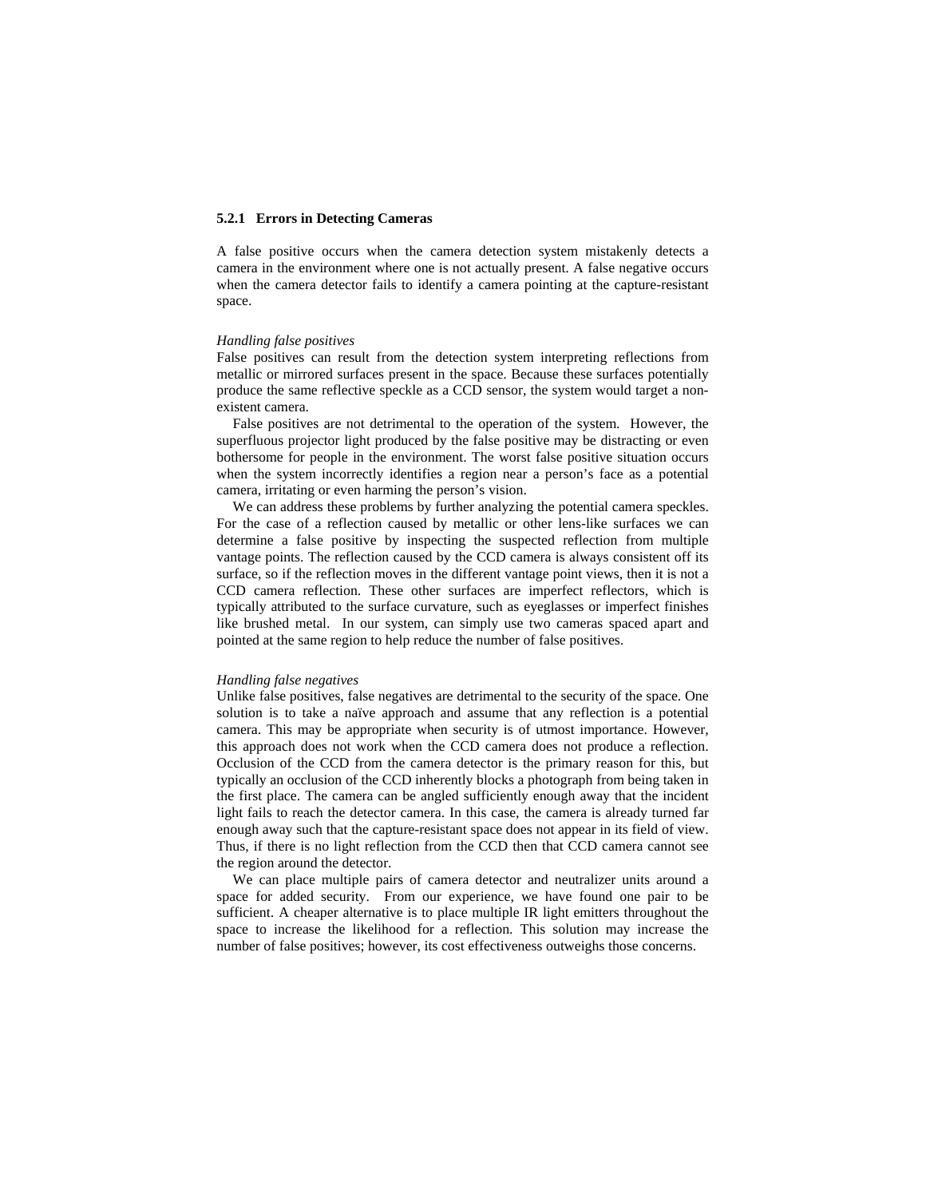### 5.2.1 Errors in Detecting Cameras

A false positive occurs when the camera detection system mistakenly detects a camera in the environment where one is not actually present. A false negative occurs when the camera detector fails to identify a camera pointing at the capture-resistant space.

*Handling false positives*

False positives can result from the detection system interpreting reflections from metallic or mirrored surfaces present in the space. Because these surfaces potentially produce the same reflective speckle as a CCD sensor, the system would target a non-existent camera.

False positives are not detrimental to the operation of the system. However, the superfluous projector light produced by the false positive may be distracting or even bothersome for people in the environment. The worst false positive situation occurs when the system incorrectly identifies a region near a person's face as a potential camera, irritating or even harming the person's vision.

We can address these problems by further analyzing the potential camera speckles. For the case of a reflection caused by metallic or other lens-like surfaces we can determine a false positive by inspecting the suspected reflection from multiple vantage points. The reflection caused by the CCD camera is always consistent off its surface, so if the reflection moves in the different vantage point views, then it is not a CCD camera reflection. These other surfaces are imperfect reflectors, which is typically attributed to the surface curvature, such as eyeglasses or imperfect finishes like brushed metal. In our system, can simply use two cameras spaced apart and pointed at the same region to help reduce the number of false positives.

*Handling false negatives*

Unlike false positives, false negatives are detrimental to the security of the space. One solution is to take a naïve approach and assume that any reflection is a potential camera. This may be appropriate when security is of utmost importance. However, this approach does not work when the CCD camera does not produce a reflection. Occlusion of the CCD from the camera detector is the primary reason for this, but typically an occlusion of the CCD inherently blocks a photograph from being taken in the first place. The camera can be angled sufficiently enough away that the incident light fails to reach the detector camera. In this case, the camera is already turned far enough away such that the capture-resistant space does not appear in its field of view. Thus, if there is no light reflection from the CCD then that CCD camera cannot see the region around the detector.

We can place multiple pairs of camera detector and neutralizer units around a space for added security. From our experience, we have found one pair to be sufficient. A cheaper alternative is to place multiple IR light emitters throughout the space to increase the likelihood for a reflection. This solution may increase the number of false positives; however, its cost effectiveness outweighs those concerns.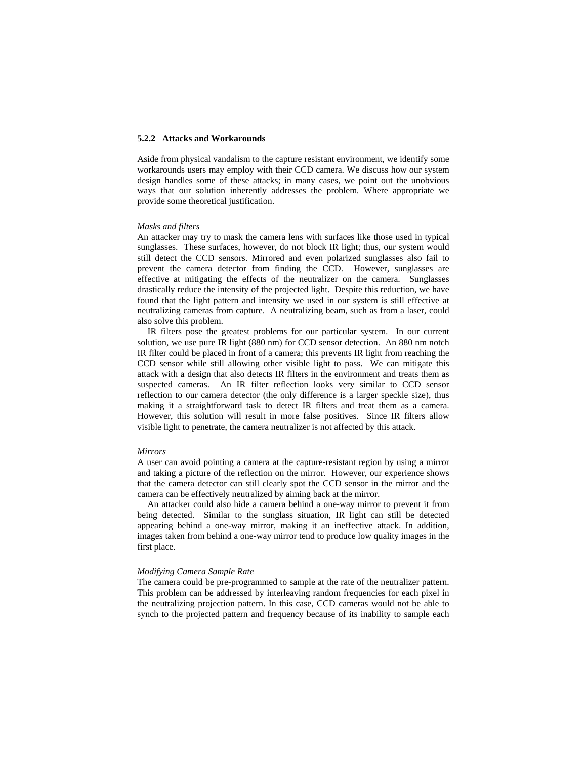### 5.2.2 Attacks and Workarounds

Aside from physical vandalism to the capture resistant environment, we identify some workarounds users may employ with their CCD camera. We discuss how our system design handles some of these attacks; in many cases, we point out the unobvious ways that our solution inherently addresses the problem. Where appropriate we provide some theoretical justification.

*Masks and filters*

An attacker may try to mask the camera lens with surfaces like those used in typical sunglasses. These surfaces, however, do not block IR light; thus, our system would still detect the CCD sensors. Mirrored and even polarized sunglasses also fail to prevent the camera detector from finding the CCD. However, sunglasses are effective at mitigating the effects of the neutralizer on the camera. Sunglasses drastically reduce the intensity of the projected light. Despite this reduction, we have found that the light pattern and intensity we used in our system is still effective at neutralizing cameras from capture. A neutralizing beam, such as from a laser, could also solve this problem.

IR filters pose the greatest problems for our particular system. In our current solution, we use pure IR light (880 nm) for CCD sensor detection. An 880 nm notch IR filter could be placed in front of a camera; this prevents IR light from reaching the CCD sensor while still allowing other visible light to pass. We can mitigate this attack with a design that also detects IR filters in the environment and treats them as suspected cameras. An IR filter reflection looks very similar to CCD sensor reflection to our camera detector (the only difference is a larger speckle size), thus making it a straightforward task to detect IR filters and treat them as a camera. However, this solution will result in more false positives. Since IR filters allow visible light to penetrate, the camera neutralizer is not affected by this attack.

*Mirrors*

A user can avoid pointing a camera at the capture-resistant region by using a mirror and taking a picture of the reflection on the mirror. However, our experience shows that the camera detector can still clearly spot the CCD sensor in the mirror and the camera can be effectively neutralized by aiming back at the mirror.

An attacker could also hide a camera behind a one-way mirror to prevent it from being detected. Similar to the sunglass situation, IR light can still be detected appearing behind a one-way mirror, making it an ineffective attack. In addition, images taken from behind a one-way mirror tend to produce low quality images in the first place.

*Modifying Camera Sample Rate*

The camera could be pre-programmed to sample at the rate of the neutralizer pattern. This problem can be addressed by interleaving random frequencies for each pixel in the neutralizing projection pattern. In this case, CCD cameras would not be able to synch to the projected pattern and frequency because of its inability to sample each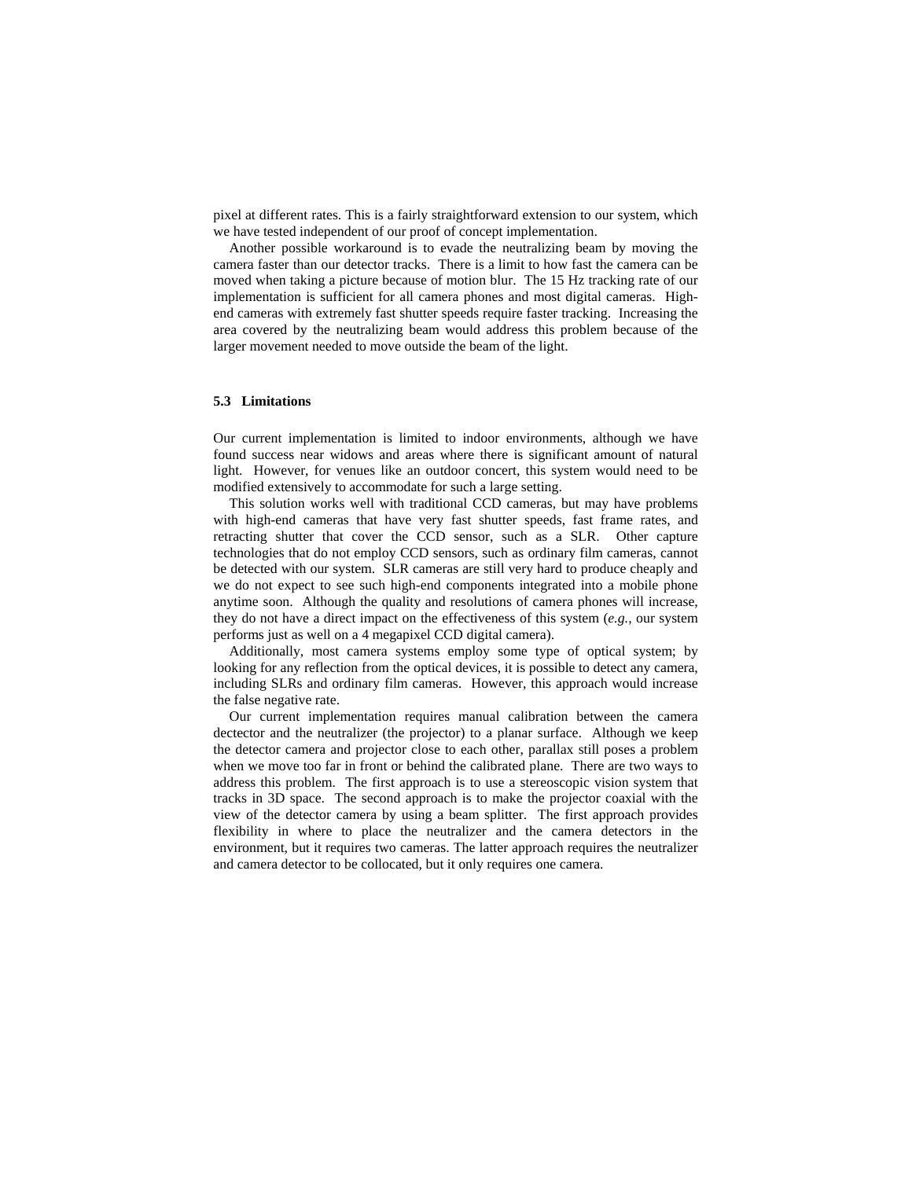pixel at different rates. This is a fairly straightforward extension to our system, which we have tested independent of our proof of concept implementation.

Another possible workaround is to evade the neutralizing beam by moving the camera faster than our detector tracks. There is a limit to how fast the camera can be moved when taking a picture because of motion blur. The 15 Hz tracking rate of our implementation is sufficient for all camera phones and most digital cameras. High-end cameras with extremely fast shutter speeds require faster tracking. Increasing the area covered by the neutralizing beam would address this problem because of the larger movement needed to move outside the beam of the light.

### 5.3 Limitations

Our current implementation is limited to indoor environments, although we have found success near widows and areas where there is significant amount of natural light. However, for venues like an outdoor concert, this system would need to be modified extensively to accommodate for such a large setting.

This solution works well with traditional CCD cameras, but may have problems with high-end cameras that have very fast shutter speeds, fast frame rates, and retracting shutter that cover the CCD sensor, such as a SLR. Other capture technologies that do not employ CCD sensors, such as ordinary film cameras, cannot be detected with our system. SLR cameras are still very hard to produce cheaply and we do not expect to see such high-end components integrated into a mobile phone anytime soon. Although the quality and resolutions of camera phones will increase, they do not have a direct impact on the effectiveness of this system (*e.g.,* our system performs just as well on a 4 megapixel CCD digital camera).

Additionally, most camera systems employ some type of optical system; by looking for any reflection from the optical devices, it is possible to detect any camera, including SLRs and ordinary film cameras. However, this approach would increase the false negative rate.

Our current implementation requires manual calibration between the camera dectector and the neutralizer (the projector) to a planar surface. Although we keep the detector camera and projector close to each other, parallax still poses a problem when we move too far in front or behind the calibrated plane. There are two ways to address this problem. The first approach is to use a stereoscopic vision system that tracks in 3D space. The second approach is to make the projector coaxial with the view of the detector camera by using a beam splitter. The first approach provides flexibility in where to place the neutralizer and the camera detectors in the environment, but it requires two cameras. The latter approach requires the neutralizer and camera detector to be collocated, but it only requires one camera.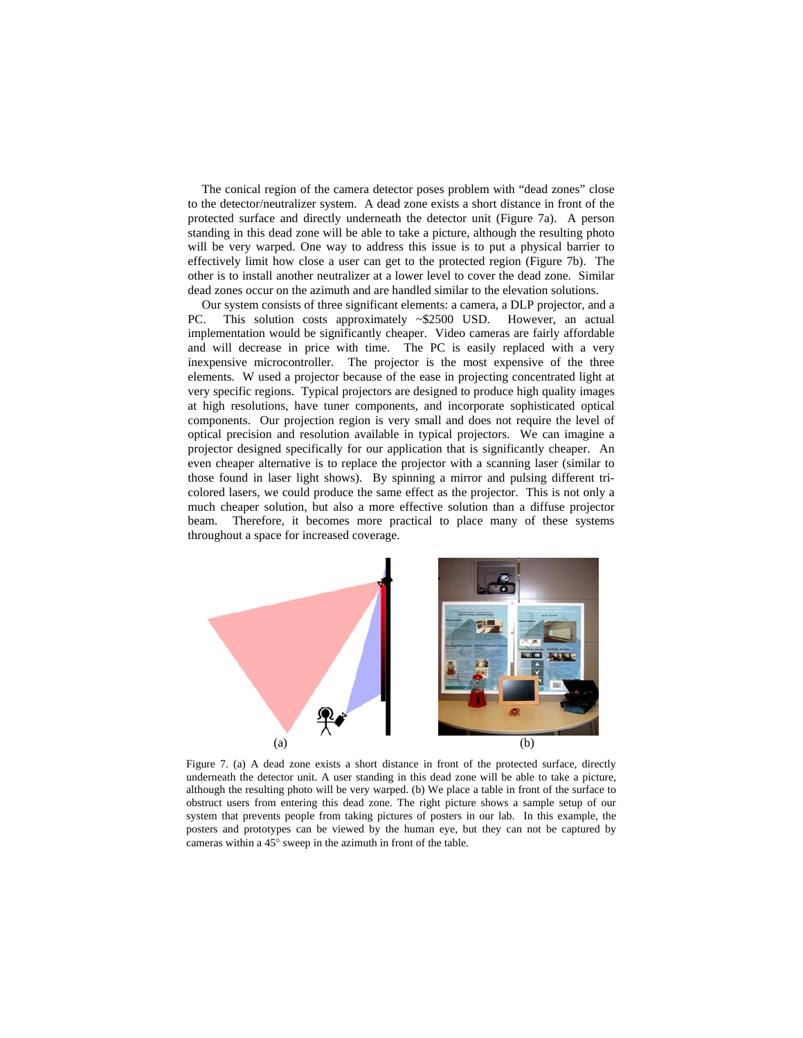The conical region of the camera detector poses problem with "dead zones" close to the detector/neutralizer system. A dead zone exists a short distance in front of the protected surface and directly underneath the detector unit (Figure 7a). A person standing in this dead zone will be able to take a picture, although the resulting photo will be very warped. One way to address this issue is to put a physical barrier to effectively limit how close a user can get to the protected region (Figure 7b). The other is to install another neutralizer at a lower level to cover the dead zone. Similar dead zones occur on the azimuth and are handled similar to the elevation solutions.

Our system consists of three significant elements: a camera, a DLP projector, and a PC. This solution costs approximately ~$2500 USD. However, an actual implementation would be significantly cheaper. Video cameras are fairly affordable and will decrease in price with time. The PC is easily replaced with a very inexpensive microcontroller. The projector is the most expensive of the three elements. W used a projector because of the ease in projecting concentrated light at very specific regions. Typical projectors are designed to produce high quality images at high resolutions, have tuner components, and incorporate sophisticated optical components. Our projection region is very small and does not require the level of optical precision and resolution available in typical projectors. We can imagine a projector designed specifically for our application that is significantly cheaper. An even cheaper alternative is to replace the projector with a scanning laser (similar to those found in laser light shows). By spinning a mirror and pulsing different tri-colored lasers, we could produce the same effect as the projector. This is not only a much cheaper solution, but also a more effective solution than a diffuse projector beam. Therefore, it becomes more practical to place many of these systems throughout a space for increased coverage.

(a)

(b)

Figure 7. (a) A dead zone exists a short distance in front of the protected surface, directly underneath the detector unit. A user standing in this dead zone will be able to take a picture, although the resulting photo will be very warped. (b) We place a table in front of the surface to obstruct users from entering this dead zone. The right picture shows a sample setup of our system that prevents people from taking pictures of posters in our lab. In this example, the posters and prototypes can be viewed by the human eye, but they can not be captured by cameras within a 45° sweep in the azimuth in front of the table.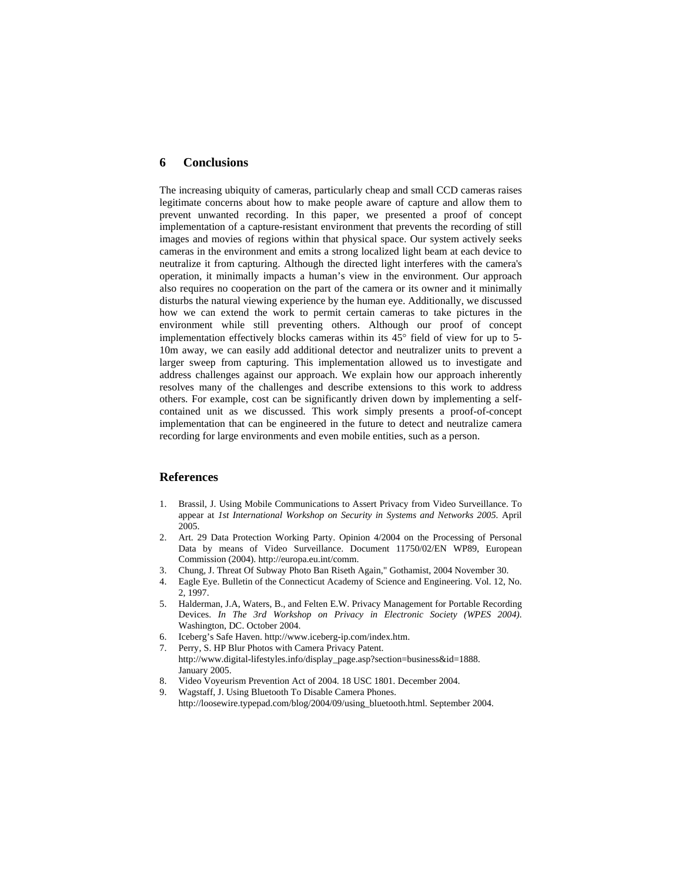## 6 Conclusions

The increasing ubiquity of cameras, particularly cheap and small CCD cameras raises legitimate concerns about how to make people aware of capture and allow them to prevent unwanted recording. In this paper, we presented a proof of concept implementation of a capture-resistant environment that prevents the recording of still images and movies of regions within that physical space. Our system actively seeks cameras in the environment and emits a strong localized light beam at each device to neutralize it from capturing. Although the directed light interferes with the camera's operation, it minimally impacts a human's view in the environment. Our approach also requires no cooperation on the part of the camera or its owner and it minimally disturbs the natural viewing experience by the human eye. Additionally, we discussed how we can extend the work to permit certain cameras to take pictures in the environment while still preventing others. Although our proof of concept implementation effectively blocks cameras within its 45° field of view for up to 5-10m away, we can easily add additional detector and neutralizer units to prevent a larger sweep from capturing. This implementation allowed us to investigate and address challenges against our approach. We explain how our approach inherently resolves many of the challenges and describe extensions to this work to address others. For example, cost can be significantly driven down by implementing a self-contained unit as we discussed. This work simply presents a proof-of-concept implementation that can be engineered in the future to detect and neutralize camera recording for large environments and even mobile entities, such as a person.

## References

1. Brassil, J. Using Mobile Communications to Assert Privacy from Video Surveillance. To appear at *1st International Workshop on Security in Systems and Networks 2005.* April 2005.
2. Art. 29 Data Protection Working Party. Opinion 4/2004 on the Processing of Personal Data by means of Video Surveillance. Document 11750/02/EN WP89, European Commission (2004). http://europa.eu.int/comm.
3. Chung, J. Threat Of Subway Photo Ban Riseth Again," Gothamist, 2004 November 30.
4. Eagle Eye. Bulletin of the Connecticut Academy of Science and Engineering. Vol. 12, No. 2, 1997.
5. Halderman, J.A, Waters, B., and Felten E.W. Privacy Management for Portable Recording Devices. *In The 3rd Workshop on Privacy in Electronic Society (WPES 2004)*. Washington, DC. October 2004.
6. Iceberg's Safe Haven. http://www.iceberg-ip.com/index.htm.
7. Perry, S. HP Blur Photos with Camera Privacy Patent. http://www.digital-lifestyles.info/display_page.asp?section=business&id=1888. January 2005.
8. Video Voyeurism Prevention Act of 2004. 18 USC 1801. December 2004.
9. Wagstaff, J. Using Bluetooth To Disable Camera Phones. http://loosewire.typepad.com/blog/2004/09/using_bluetooth.html. September 2004.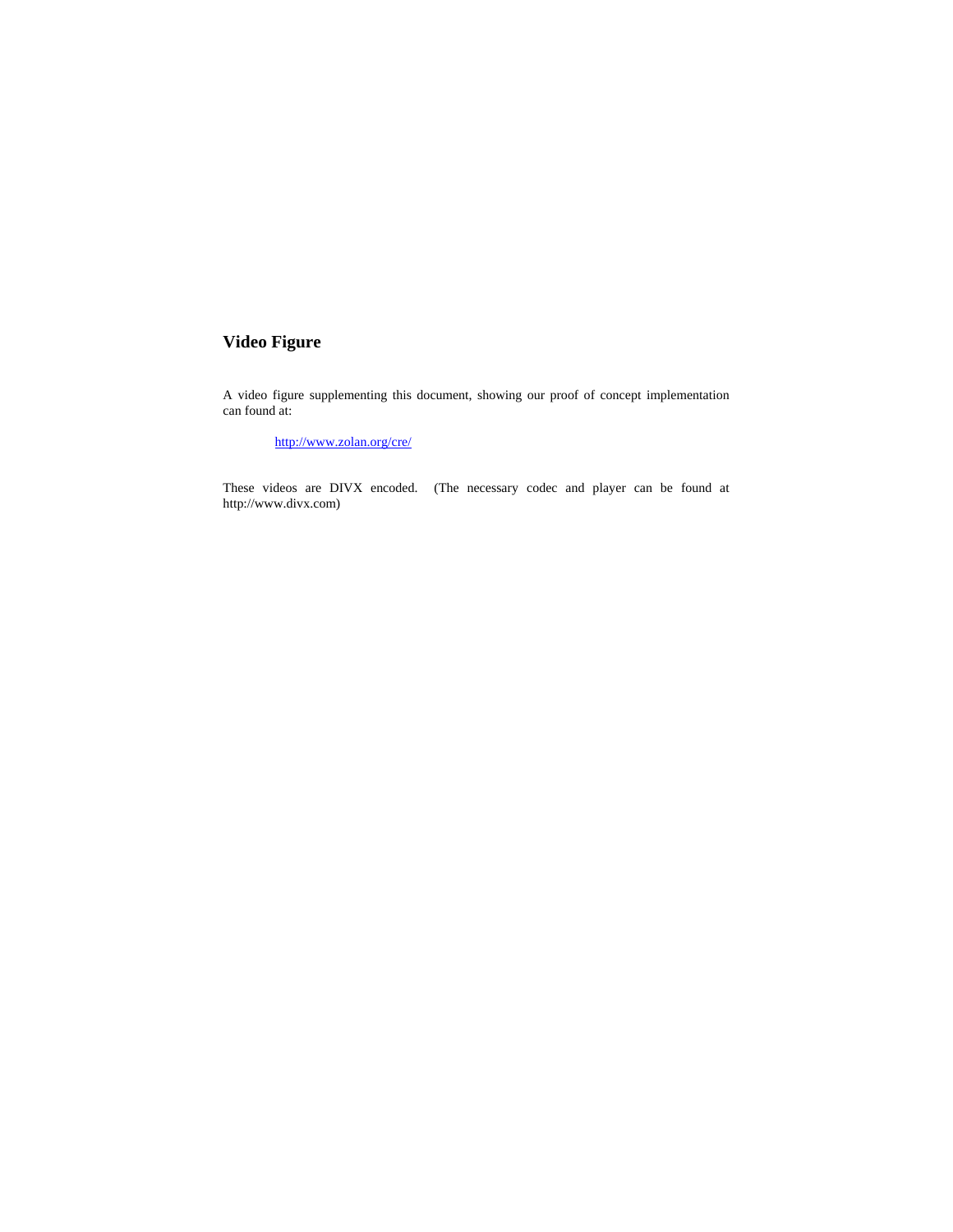## Video Figure

A video figure supplementing this document, showing our proof of concept implementation can found at:

http://www.zolan.org/cre/

These videos are DIVX encoded. (The necessary codec and player can be found at http://www.divx.com)